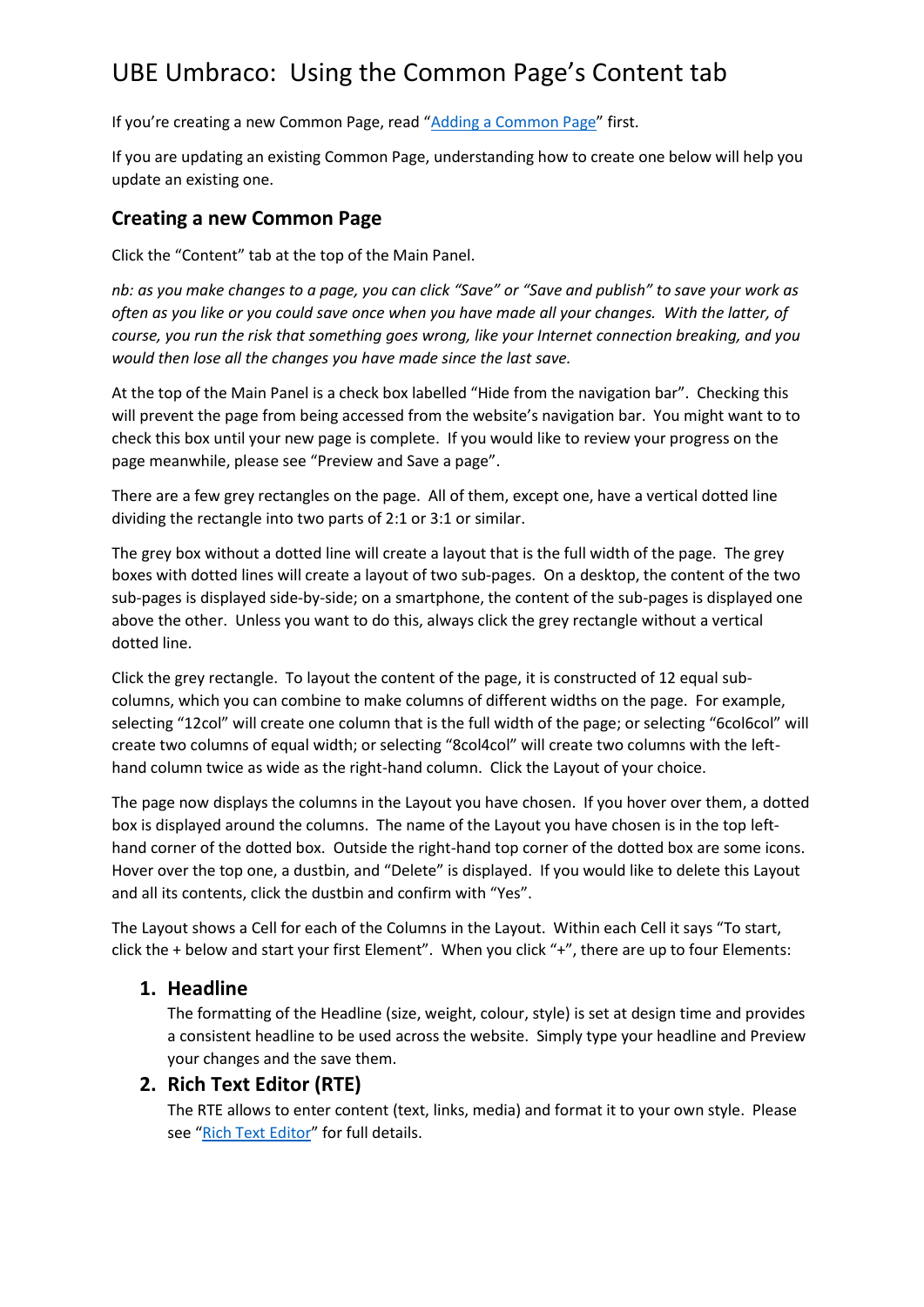# UBE Umbraco: Using the Common Page's Content tab

If you're creating a new Common Page, read "[Adding a Common Page]()" first.

If you are updating an existing Common Page, understanding how to create one below will help you update an existing one.

## Creating a new Common Page

Click the "Content" tab at the top of the Main Panel.

*nb: as you make changes to a page, you can click "Save" or "Save and publish" to save your work as often as you like or you could save once when you have made all your changes. With the latter, of course, you run the risk that something goes wrong, like your Internet connection breaking, and you would then lose all the changes you have made since the last save.*

At the top of the Main Panel is a check box labelled "Hide from the navigation bar". Checking this will prevent the page from being accessed from the website's navigation bar. You might want to to check this box until your new page is complete. If you would like to review your progress on the page meanwhile, please see "Preview and Save a page".

There are a few grey rectangles on the page. All of them, except one, have a vertical dotted line dividing the rectangle into two parts of 2:1 or 3:1 or similar.

The grey box without a dotted line will create a layout that is the full width of the page. The grey boxes with dotted lines will create a layout of two sub-pages. On a desktop, the content of the two sub-pages is displayed side-by-side; on a smartphone, the content of the sub-pages is displayed one above the other. Unless you want to do this, always click the grey rectangle without a vertical dotted line.

Click the grey rectangle. To layout the content of the page, it is constructed of 12 equal sub-columns, which you can combine to make columns of different widths on the page. For example, selecting "12col" will create one column that is the full width of the page; or selecting "6col6col" will create two columns of equal width; or selecting "8col4col" will create two columns with the left-hand column twice as wide as the right-hand column. Click the Layout of your choice.

The page now displays the columns in the Layout you have chosen. If you hover over them, a dotted box is displayed around the columns. The name of the Layout you have chosen is in the top left-hand corner of the dotted box. Outside the right-hand top corner of the dotted box are some icons. Hover over the top one, a dustbin, and "Delete" is displayed. If you would like to delete this Layout and all its contents, click the dustbin and confirm with "Yes".

The Layout shows a Cell for each of the Columns in the Layout. Within each Cell it says "To start, click the + below and start your first Element". When you click "+", there are up to four Elements:

### 1. Headline

The formatting of the Headline (size, weight, colour, style) is set at design time and provides a consistent headline to be used across the website. Simply type your headline and Preview your changes and the save them.

### 2. Rich Text Editor (RTE)

The RTE allows to enter content (text, links, media) and format it to your own style. Please see "[Rich Text Editor]()" for full details.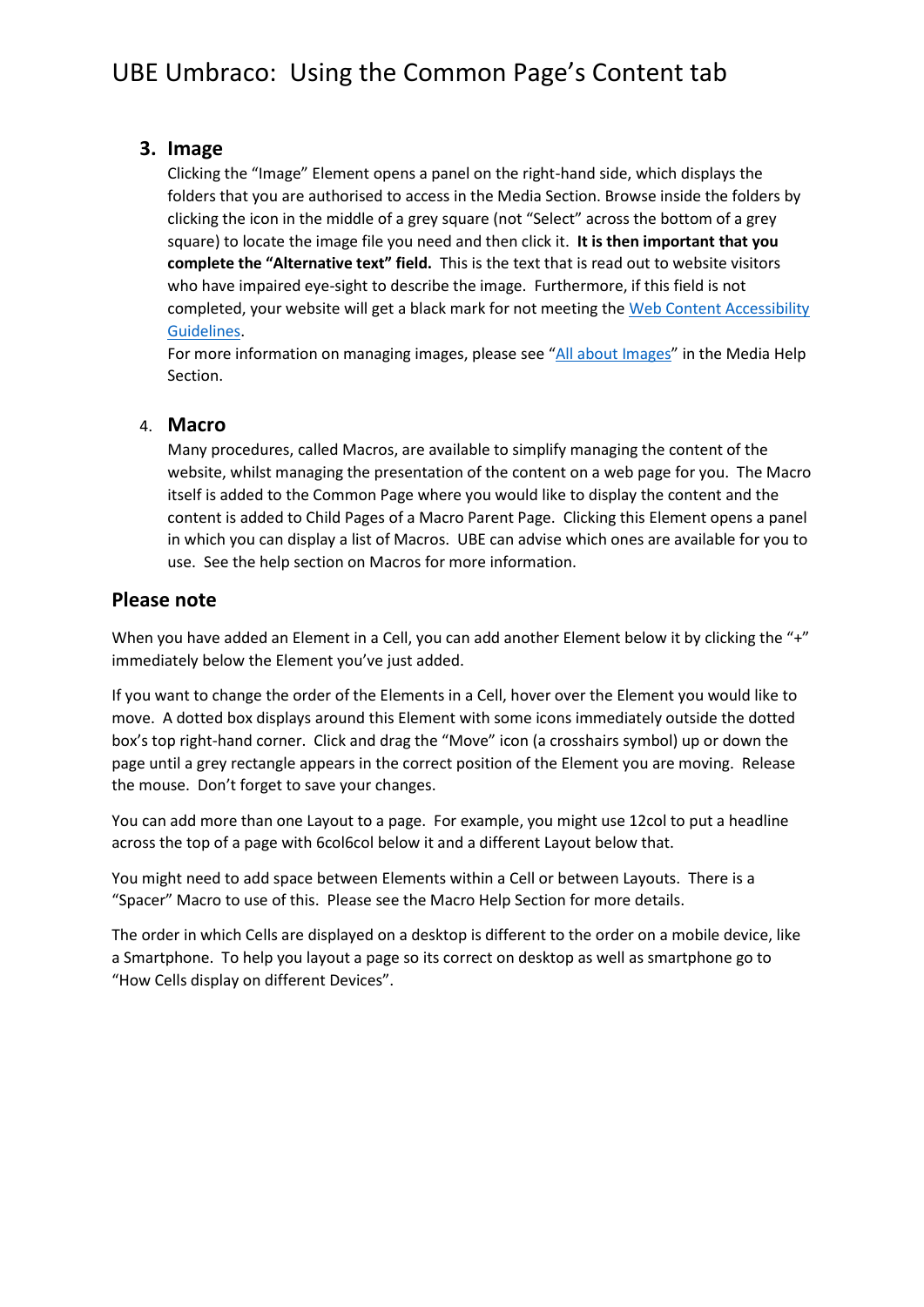# UBE Umbraco: Using the Common Page's Content tab

3. **Image**

   Clicking the "Image" Element opens a panel on the right-hand side, which displays the folders that you are authorised to access in the Media Section. Browse inside the folders by clicking the icon in the middle of a grey square (not "Select" across the bottom of a grey square) to locate the image file you need and then click it. **It is then important that you complete the "Alternative text" field.** This is the text that is read out to website visitors who have impaired eye-sight to describe the image. Furthermore, if this field is not completed, your website will get a black mark for not meeting the Web Content Accessibility Guidelines.

   For more information on managing images, please see "All about Images" in the Media Help Section.

4. **Macro**

   Many procedures, called Macros, are available to simplify managing the content of the website, whilst managing the presentation of the content on a web page for you. The Macro itself is added to the Common Page where you would like to display the content and the content is added to Child Pages of a Macro Parent Page. Clicking this Element opens a panel in which you can display a list of Macros. UBE can advise which ones are available for you to use. See the help section on Macros for more information.

## Please note

When you have added an Element in a Cell, you can add another Element below it by clicking the "+" immediately below the Element you've just added.

If you want to change the order of the Elements in a Cell, hover over the Element you would like to move. A dotted box displays around this Element with some icons immediately outside the dotted box's top right-hand corner. Click and drag the "Move" icon (a crosshairs symbol) up or down the page until a grey rectangle appears in the correct position of the Element you are moving. Release the mouse. Don't forget to save your changes.

You can add more than one Layout to a page. For example, you might use 12col to put a headline across the top of a page with 6col6col below it and a different Layout below that.

You might need to add space between Elements within a Cell or between Layouts. There is a "Spacer" Macro to use of this. Please see the Macro Help Section for more details.

The order in which Cells are displayed on a desktop is different to the order on a mobile device, like a Smartphone. To help you layout a page so its correct on desktop as well as smartphone go to "How Cells display on different Devices".